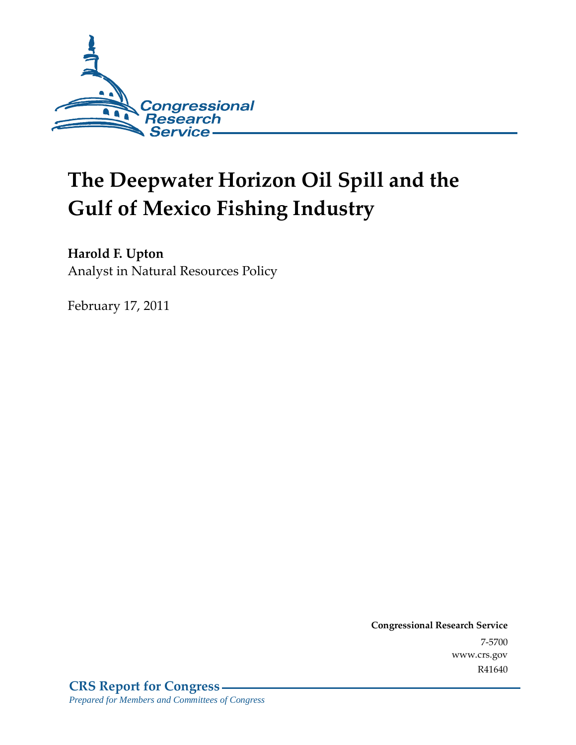Congressional Research Service

# The Deepwater Horizon Oil Spill and the Gulf of Mexico Fishing Industry

**Harold F. Upton**
Analyst in Natural Resources Policy

February 17, 2011

**Congressional Research Service**
7-5700
www.crs.gov
R41640

**CRS Report for Congress**
*Prepared for Members and Committees of Congress*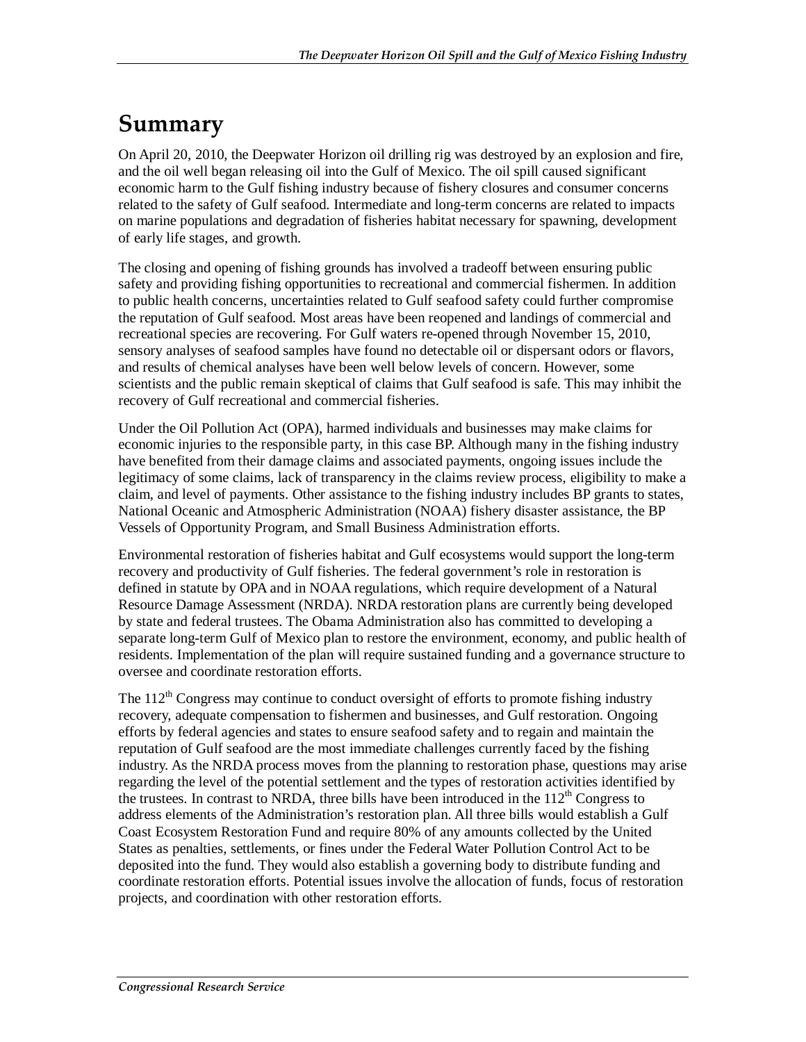# Summary

On April 20, 2010, the Deepwater Horizon oil drilling rig was destroyed by an explosion and fire, and the oil well began releasing oil into the Gulf of Mexico. The oil spill caused significant economic harm to the Gulf fishing industry because of fishery closures and consumer concerns related to the safety of Gulf seafood. Intermediate and long-term concerns are related to impacts on marine populations and degradation of fisheries habitat necessary for spawning, development of early life stages, and growth.

The closing and opening of fishing grounds has involved a tradeoff between ensuring public safety and providing fishing opportunities to recreational and commercial fishermen. In addition to public health concerns, uncertainties related to Gulf seafood safety could further compromise the reputation of Gulf seafood. Most areas have been reopened and landings of commercial and recreational species are recovering. For Gulf waters re-opened through November 15, 2010, sensory analyses of seafood samples have found no detectable oil or dispersant odors or flavors, and results of chemical analyses have been well below levels of concern. However, some scientists and the public remain skeptical of claims that Gulf seafood is safe. This may inhibit the recovery of Gulf recreational and commercial fisheries.

Under the Oil Pollution Act (OPA), harmed individuals and businesses may make claims for economic injuries to the responsible party, in this case BP. Although many in the fishing industry have benefited from their damage claims and associated payments, ongoing issues include the legitimacy of some claims, lack of transparency in the claims review process, eligibility to make a claim, and level of payments. Other assistance to the fishing industry includes BP grants to states, National Oceanic and Atmospheric Administration (NOAA) fishery disaster assistance, the BP Vessels of Opportunity Program, and Small Business Administration efforts.

Environmental restoration of fisheries habitat and Gulf ecosystems would support the long-term recovery and productivity of Gulf fisheries. The federal government's role in restoration is defined in statute by OPA and in NOAA regulations, which require development of a Natural Resource Damage Assessment (NRDA). NRDA restoration plans are currently being developed by state and federal trustees. The Obama Administration also has committed to developing a separate long-term Gulf of Mexico plan to restore the environment, economy, and public health of residents. Implementation of the plan will require sustained funding and a governance structure to oversee and coordinate restoration efforts.

The 112th Congress may continue to conduct oversight of efforts to promote fishing industry recovery, adequate compensation to fishermen and businesses, and Gulf restoration. Ongoing efforts by federal agencies and states to ensure seafood safety and to regain and maintain the reputation of Gulf seafood are the most immediate challenges currently faced by the fishing industry. As the NRDA process moves from the planning to restoration phase, questions may arise regarding the level of the potential settlement and the types of restoration activities identified by the trustees. In contrast to NRDA, three bills have been introduced in the 112th Congress to address elements of the Administration's restoration plan. All three bills would establish a Gulf Coast Ecosystem Restoration Fund and require 80% of any amounts collected by the United States as penalties, settlements, or fines under the Federal Water Pollution Control Act to be deposited into the fund. They would also establish a governing body to distribute funding and coordinate restoration efforts. Potential issues involve the allocation of funds, focus of restoration projects, and coordination with other restoration efforts.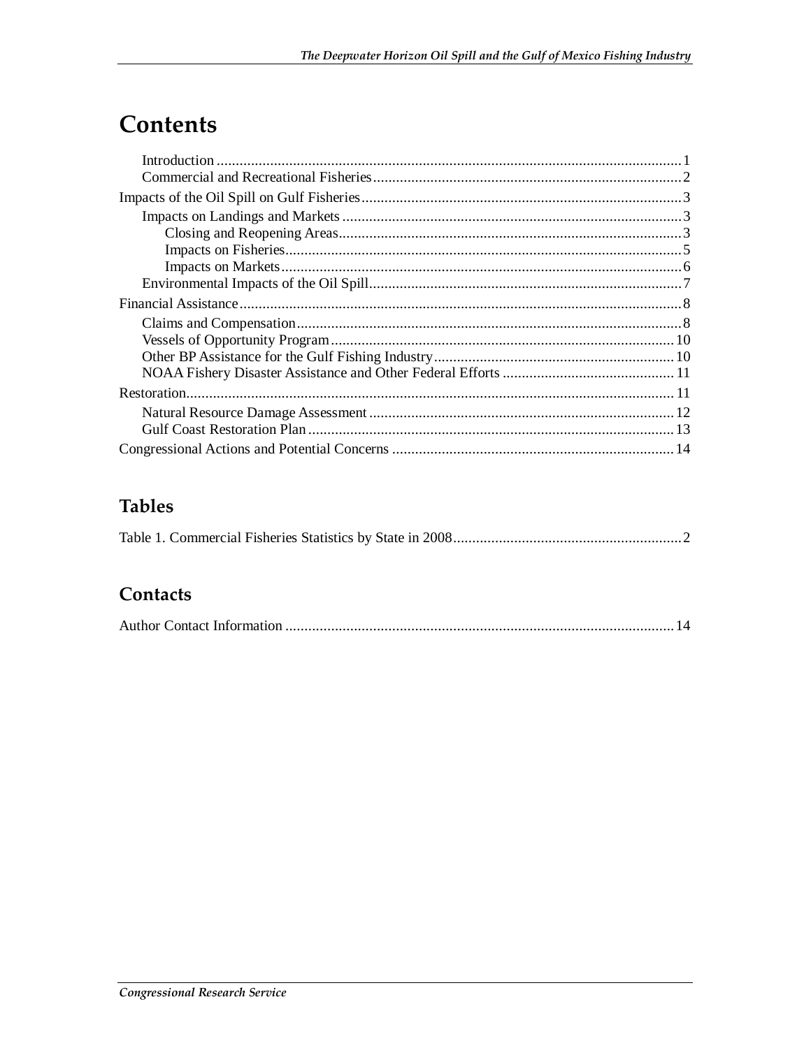# Contents

- Introduction ..... 1
  - Commercial and Recreational Fisheries ..... 2
- Impacts of the Oil Spill on Gulf Fisheries ..... 3
  - Impacts on Landings and Markets ..... 3
    - Closing and Reopening Areas ..... 3
    - Impacts on Fisheries ..... 5
    - Impacts on Markets ..... 6
  - Environmental Impacts of the Oil Spill ..... 7
- Financial Assistance ..... 8
  - Claims and Compensation ..... 8
  - Vessels of Opportunity Program ..... 10
  - Other BP Assistance for the Gulf Fishing Industry ..... 10
  - NOAA Fishery Disaster Assistance and Other Federal Efforts ..... 11
- Restoration ..... 11
  - Natural Resource Damage Assessment ..... 12
  - Gulf Coast Restoration Plan ..... 13
- Congressional Actions and Potential Concerns ..... 14

## Tables

Table 1. Commercial Fisheries Statistics by State in 2008 ..... 2

## Contacts

Author Contact Information ..... 14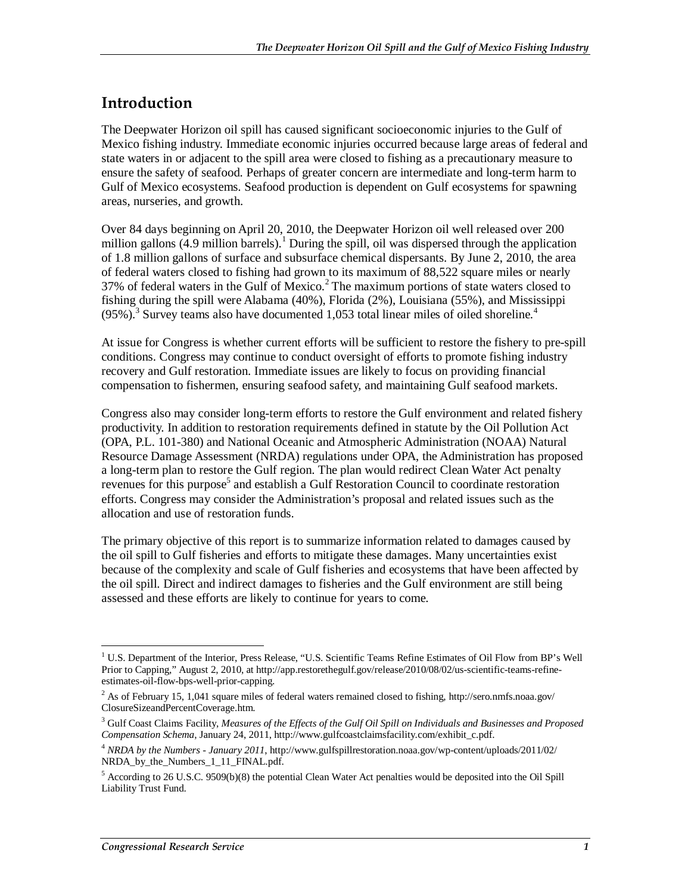## Introduction

The Deepwater Horizon oil spill has caused significant socioeconomic injuries to the Gulf of Mexico fishing industry. Immediate economic injuries occurred because large areas of federal and state waters in or adjacent to the spill area were closed to fishing as a precautionary measure to ensure the safety of seafood. Perhaps of greater concern are intermediate and long-term harm to Gulf of Mexico ecosystems. Seafood production is dependent on Gulf ecosystems for spawning areas, nurseries, and growth.

Over 84 days beginning on April 20, 2010, the Deepwater Horizon oil well released over 200 million gallons (4.9 million barrels).[1] During the spill, oil was dispersed through the application of 1.8 million gallons of surface and subsurface chemical dispersants. By June 2, 2010, the area of federal waters closed to fishing had grown to its maximum of 88,522 square miles or nearly 37% of federal waters in the Gulf of Mexico.[2] The maximum portions of state waters closed to fishing during the spill were Alabama (40%), Florida (2%), Louisiana (55%), and Mississippi (95%).[3] Survey teams also have documented 1,053 total linear miles of oiled shoreline.[4]

At issue for Congress is whether current efforts will be sufficient to restore the fishery to pre-spill conditions. Congress may continue to conduct oversight of efforts to promote fishing industry recovery and Gulf restoration. Immediate issues are likely to focus on providing financial compensation to fishermen, ensuring seafood safety, and maintaining Gulf seafood markets.

Congress also may consider long-term efforts to restore the Gulf environment and related fishery productivity. In addition to restoration requirements defined in statute by the Oil Pollution Act (OPA, P.L. 101-380) and National Oceanic and Atmospheric Administration (NOAA) Natural Resource Damage Assessment (NRDA) regulations under OPA, the Administration has proposed a long-term plan to restore the Gulf region. The plan would redirect Clean Water Act penalty revenues for this purpose[5] and establish a Gulf Restoration Council to coordinate restoration efforts. Congress may consider the Administration's proposal and related issues such as the allocation and use of restoration funds.

The primary objective of this report is to summarize information related to damages caused by the oil spill to Gulf fisheries and efforts to mitigate these damages. Many uncertainties exist because of the complexity and scale of Gulf fisheries and ecosystems that have been affected by the oil spill. Direct and indirect damages to fisheries and the Gulf environment are still being assessed and these efforts are likely to continue for years to come.

---

[1] U.S. Department of the Interior, Press Release, "U.S. Scientific Teams Refine Estimates of Oil Flow from BP's Well Prior to Capping," August 2, 2010, at http://app.restorethegulf.gov/release/2010/08/02/us-scientific-teams-refine-estimates-oil-flow-bps-well-prior-capping.

[2] As of February 15, 1,041 square miles of federal waters remained closed to fishing, http://sero.nmfs.noaa.gov/ClosureSizeandPercentCoverage.htm.

[3] Gulf Coast Claims Facility, *Measures of the Effects of the Gulf Oil Spill on Individuals and Businesses and Proposed Compensation Schema*, January 24, 2011, http://www.gulfcoastclaimsfacility.com/exhibit_c.pdf.

[4] *NRDA by the Numbers - January 2011*, http://www.gulfspillrestoration.noaa.gov/wp-content/uploads/2011/02/NRDA_by_the_Numbers_1_11_FINAL.pdf.

[5] According to 26 U.S.C. 9509(b)(8) the potential Clean Water Act penalties would be deposited into the Oil Spill Liability Trust Fund.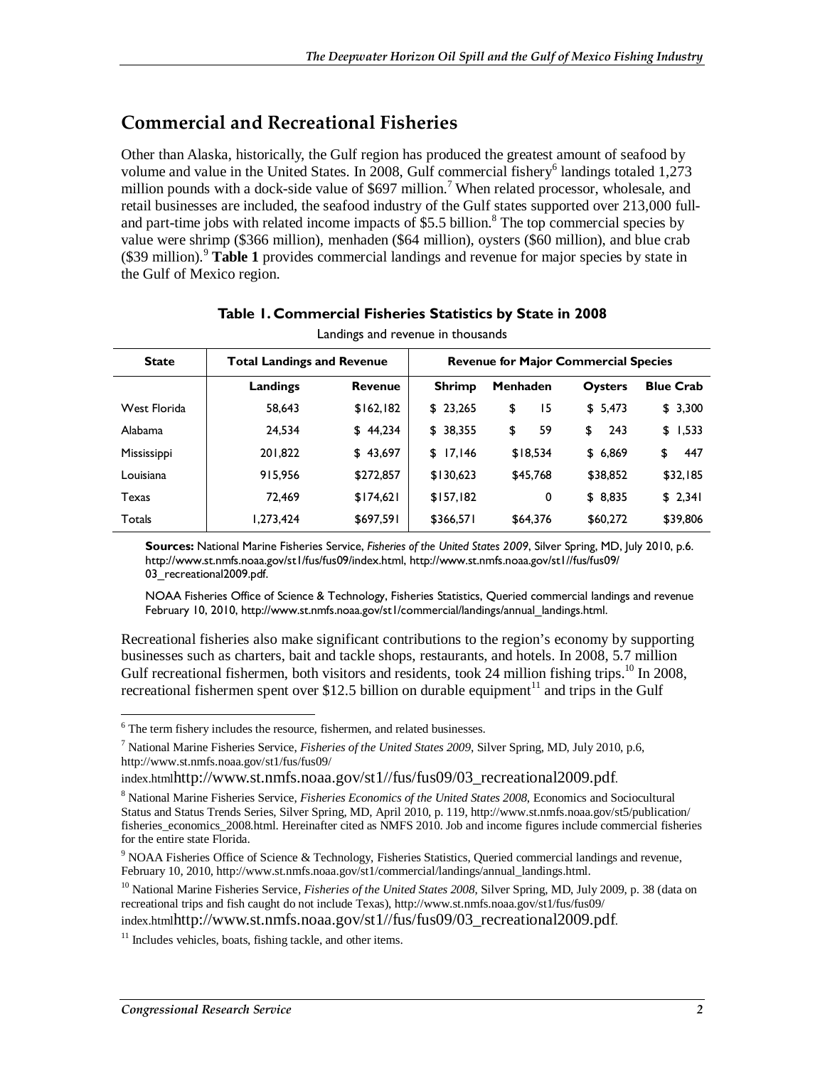## Commercial and Recreational Fisheries

Other than Alaska, historically, the Gulf region has produced the greatest amount of seafood by volume and value in the United States. In 2008, Gulf commercial fishery[6] landings totaled 1,273 million pounds with a dock-side value of $697 million.[7] When related processor, wholesale, and retail businesses are included, the seafood industry of the Gulf states supported over 213,000 full- and part-time jobs with related income impacts of $5.5 billion.[8] The top commercial species by value were shrimp ($366 million), menhaden ($64 million), oysters ($60 million), and blue crab ($39 million).[9] **Table 1** provides commercial landings and revenue for major species by state in the Gulf of Mexico region.

**Table 1. Commercial Fisheries Statistics by State in 2008**

Landings and revenue in thousands

| State | Total Landings and Revenue | | Revenue for Major Commercial Species | | | |
|---|---|---|---|---|---|---|
| | **Landings** | **Revenue** | **Shrimp** | **Menhaden** | **Oysters** | **Blue Crab** |
| West Florida | 58,643 | $162,182 | $ 23,265 | $ 15 | $ 5,473 | $ 3,300 |
| Alabama | 24,534 | $ 44,234 | $ 38,355 | $ 59 | $ 243 | $ 1,533 |
| Mississippi | 201,822 | $ 43,697 | $ 17,146 | $18,534 | $ 6,869 | $ 447 |
| Louisiana | 915,956 | $272,857 | $130,623 | $45,768 | $38,852 | $32,185 |
| Texas | 72,469 | $174,621 | $157,182 | 0 | $ 8,835 | $ 2,341 |
| Totals | 1,273,424 | $697,591 | $366,571 | $64,376 | $60,272 | $39,806 |

**Sources:** National Marine Fisheries Service, *Fisheries of the United States 2009*, Silver Spring, MD, July 2010, p.6. http://www.st.nmfs.noaa.gov/st1/fus/fus09/index.html, http://www.st.nmfs.noaa.gov/st1//fus/fus09/03_recreational2009.pdf.

NOAA Fisheries Office of Science & Technology, Fisheries Statistics, Queried commercial landings and revenue February 10, 2010, http://www.st.nmfs.noaa.gov/st1/commercial/landings/annual_landings.html.

Recreational fisheries also make significant contributions to the region's economy by supporting businesses such as charters, bait and tackle shops, restaurants, and hotels. In 2008, 5.7 million Gulf recreational fishermen, both visitors and residents, took 24 million fishing trips.[10] In 2008, recreational fishermen spent over $12.5 billion on durable equipment[11] and trips in the Gulf

---

[6] The term fishery includes the resource, fishermen, and related businesses.

[7] National Marine Fisheries Service, *Fisheries of the United States 2009*, Silver Spring, MD, July 2010, p.6, http://www.st.nmfs.noaa.gov/st1/fus/fus09/index.htmlhttp://www.st.nmfs.noaa.gov/st1//fus/fus09/03_recreational2009.pdf.

[8] National Marine Fisheries Service, *Fisheries Economics of the United States 2008*, Economics and Sociocultural Status and Status Trends Series, Silver Spring, MD, April 2010, p. 119, http://www.st.nmfs.noaa.gov/st5/publication/fisheries_economics_2008.html. Hereinafter cited as NMFS 2010. Job and income figures include commercial fisheries for the entire state Florida.

[9] NOAA Fisheries Office of Science & Technology, Fisheries Statistics, Queried commercial landings and revenue, February 10, 2010, http://www.st.nmfs.noaa.gov/st1/commercial/landings/annual_landings.html.

[10] National Marine Fisheries Service, *Fisheries of the United States 2008*, Silver Spring, MD, July 2009, p. 38 (data on recreational trips and fish caught do not include Texas), http://www.st.nmfs.noaa.gov/st1/fus/fus09/index.htmlhttp://www.st.nmfs.noaa.gov/st1//fus/fus09/03_recreational2009.pdf.

[11] Includes vehicles, boats, fishing tackle, and other items.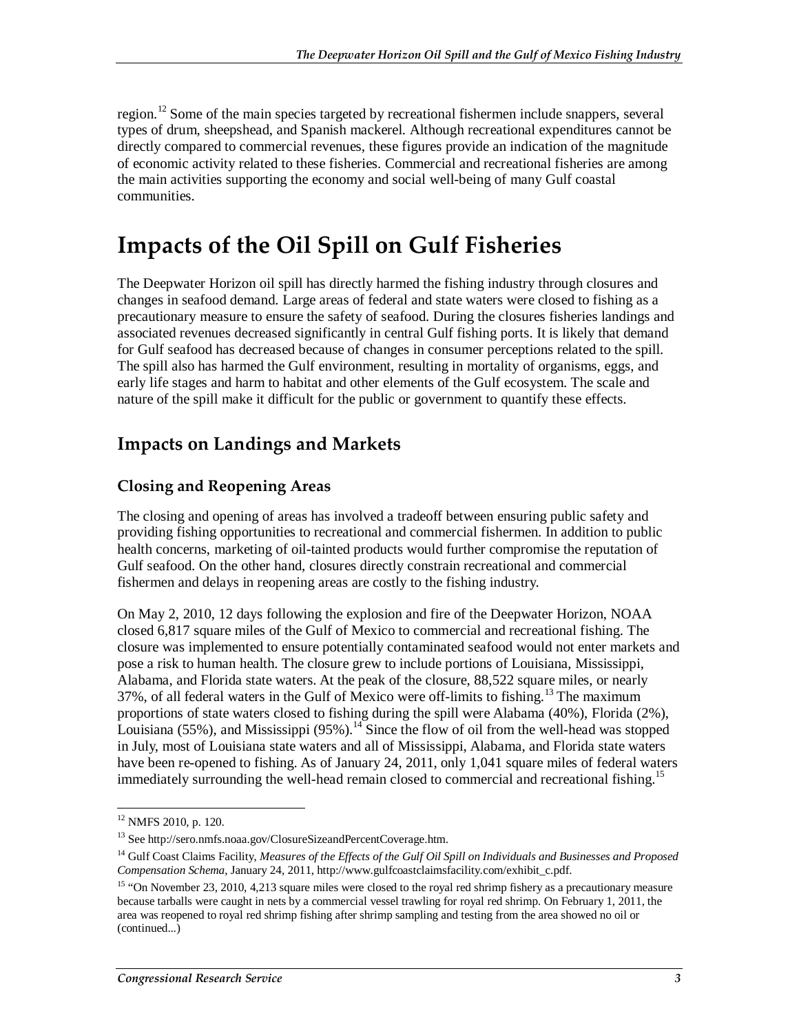region.[12] Some of the main species targeted by recreational fishermen include snappers, several types of drum, sheepshead, and Spanish mackerel. Although recreational expenditures cannot be directly compared to commercial revenues, these figures provide an indication of the magnitude of economic activity related to these fisheries. Commercial and recreational fisheries are among the main activities supporting the economy and social well-being of many Gulf coastal communities.

# Impacts of the Oil Spill on Gulf Fisheries

The Deepwater Horizon oil spill has directly harmed the fishing industry through closures and changes in seafood demand. Large areas of federal and state waters were closed to fishing as a precautionary measure to ensure the safety of seafood. During the closures fisheries landings and associated revenues decreased significantly in central Gulf fishing ports. It is likely that demand for Gulf seafood has decreased because of changes in consumer perceptions related to the spill. The spill also has harmed the Gulf environment, resulting in mortality of organisms, eggs, and early life stages and harm to habitat and other elements of the Gulf ecosystem. The scale and nature of the spill make it difficult for the public or government to quantify these effects.

## Impacts on Landings and Markets

### Closing and Reopening Areas

The closing and opening of areas has involved a tradeoff between ensuring public safety and providing fishing opportunities to recreational and commercial fishermen. In addition to public health concerns, marketing of oil-tainted products would further compromise the reputation of Gulf seafood. On the other hand, closures directly constrain recreational and commercial fishermen and delays in reopening areas are costly to the fishing industry.

On May 2, 2010, 12 days following the explosion and fire of the Deepwater Horizon, NOAA closed 6,817 square miles of the Gulf of Mexico to commercial and recreational fishing. The closure was implemented to ensure potentially contaminated seafood would not enter markets and pose a risk to human health. The closure grew to include portions of Louisiana, Mississippi, Alabama, and Florida state waters. At the peak of the closure, 88,522 square miles, or nearly 37%, of all federal waters in the Gulf of Mexico were off-limits to fishing.[13] The maximum proportions of state waters closed to fishing during the spill were Alabama (40%), Florida (2%), Louisiana (55%), and Mississippi (95%).[14] Since the flow of oil from the well-head was stopped in July, most of Louisiana state waters and all of Mississippi, Alabama, and Florida state waters have been re-opened to fishing. As of January 24, 2011, only 1,041 square miles of federal waters immediately surrounding the well-head remain closed to commercial and recreational fishing.[15]

---

[12] NMFS 2010, p. 120.

[13] See http://sero.nmfs.noaa.gov/ClosureSizeandPercentCoverage.htm.

[14] Gulf Coast Claims Facility, *Measures of the Effects of the Gulf Oil Spill on Individuals and Businesses and Proposed Compensation Schema*, January 24, 2011, http://www.gulfcoastclaimsfacility.com/exhibit_c.pdf.

[15] "On November 23, 2010, 4,213 square miles were closed to the royal red shrimp fishery as a precautionary measure because tarballs were caught in nets by a commercial vessel trawling for royal red shrimp. On February 1, 2011, the area was reopened to royal red shrimp fishing after shrimp sampling and testing from the area showed no oil or (continued...)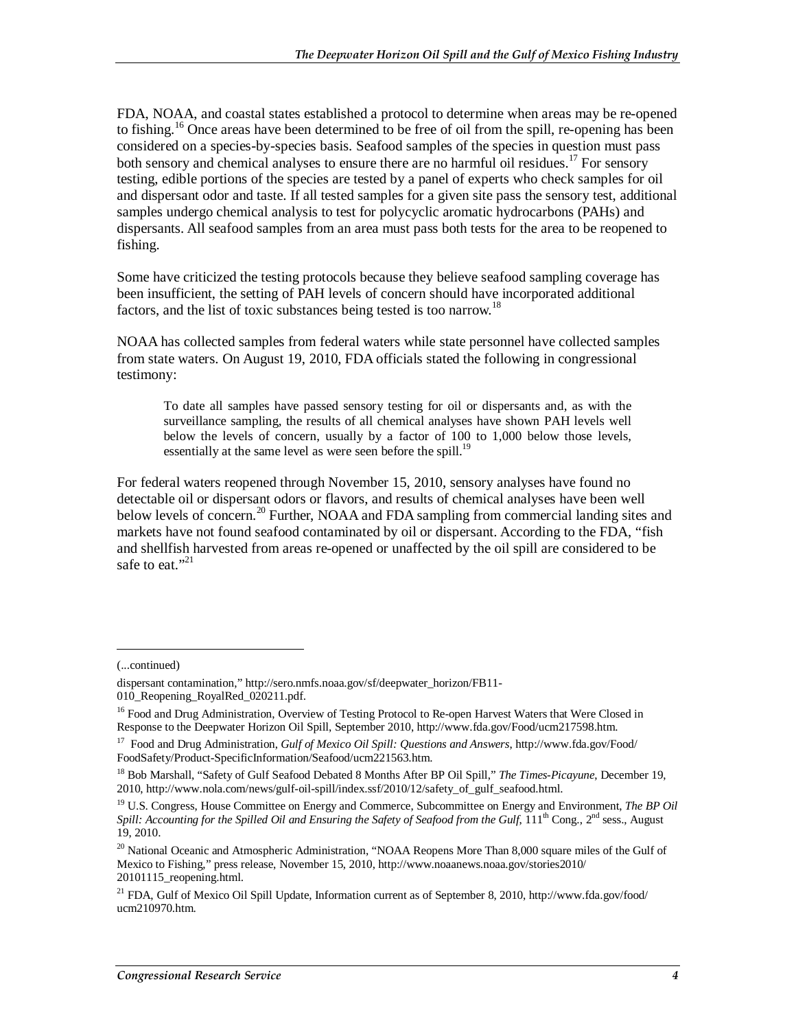FDA, NOAA, and coastal states established a protocol to determine when areas may be re-opened to fishing.[16] Once areas have been determined to be free of oil from the spill, re-opening has been considered on a species-by-species basis. Seafood samples of the species in question must pass both sensory and chemical analyses to ensure there are no harmful oil residues.[17] For sensory testing, edible portions of the species are tested by a panel of experts who check samples for oil and dispersant odor and taste. If all tested samples for a given site pass the sensory test, additional samples undergo chemical analysis to test for polycyclic aromatic hydrocarbons (PAHs) and dispersants. All seafood samples from an area must pass both tests for the area to be reopened to fishing.

Some have criticized the testing protocols because they believe seafood sampling coverage has been insufficient, the setting of PAH levels of concern should have incorporated additional factors, and the list of toxic substances being tested is too narrow.[18]

NOAA has collected samples from federal waters while state personnel have collected samples from state waters. On August 19, 2010, FDA officials stated the following in congressional testimony:

> To date all samples have passed sensory testing for oil or dispersants and, as with the surveillance sampling, the results of all chemical analyses have shown PAH levels well below the levels of concern, usually by a factor of 100 to 1,000 below those levels, essentially at the same level as were seen before the spill.[19]

For federal waters reopened through November 15, 2010, sensory analyses have found no detectable oil or dispersant odors or flavors, and results of chemical analyses have been well below levels of concern.[20] Further, NOAA and FDA sampling from commercial landing sites and markets have not found seafood contaminated by oil or dispersant. According to the FDA, "fish and shellfish harvested from areas re-opened or unaffected by the oil spill are considered to be safe to eat."[21]

---

(...continued)

dispersant contamination," http://sero.nmfs.noaa.gov/sf/deepwater_horizon/FB11-010_Reopening_RoyalRed_020211.pdf.

[16] Food and Drug Administration, Overview of Testing Protocol to Re-open Harvest Waters that Were Closed in Response to the Deepwater Horizon Oil Spill, September 2010, http://www.fda.gov/Food/ucm217598.htm.

[17] Food and Drug Administration, *Gulf of Mexico Oil Spill: Questions and Answers*, http://www.fda.gov/Food/FoodSafety/Product-SpecificInformation/Seafood/ucm221563.htm.

[18] Bob Marshall, "Safety of Gulf Seafood Debated 8 Months After BP Oil Spill," *The Times-Picayune*, December 19, 2010, http://www.nola.com/news/gulf-oil-spill/index.ssf/2010/12/safety_of_gulf_seafood.html.

[19] U.S. Congress, House Committee on Energy and Commerce, Subcommittee on Energy and Environment, *The BP Oil Spill: Accounting for the Spilled Oil and Ensuring the Safety of Seafood from the Gulf*, 111th Cong., 2nd sess., August 19, 2010.

[20] National Oceanic and Atmospheric Administration, "NOAA Reopens More Than 8,000 square miles of the Gulf of Mexico to Fishing," press release, November 15, 2010, http://www.noaanews.noaa.gov/stories2010/20101115_reopening.html.

[21] FDA, Gulf of Mexico Oil Spill Update, Information current as of September 8, 2010, http://www.fda.gov/food/ucm210970.htm.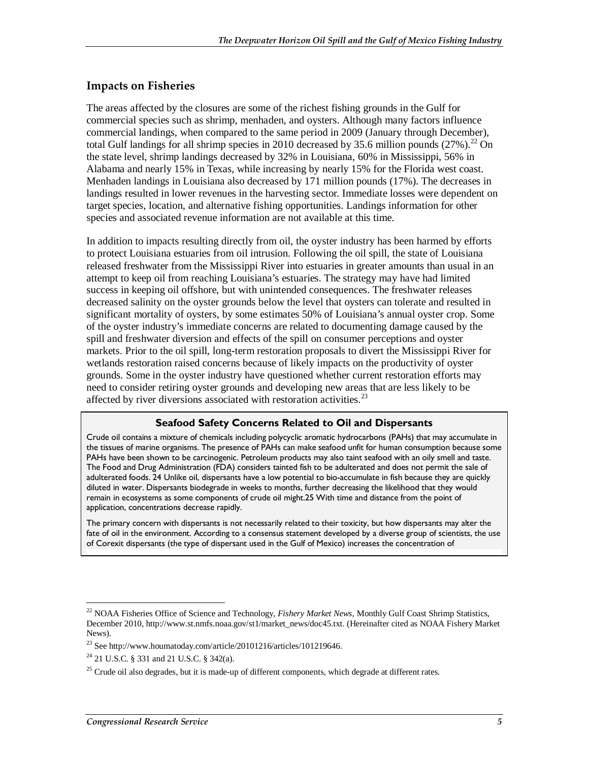## Impacts on Fisheries

The areas affected by the closures are some of the richest fishing grounds in the Gulf for commercial species such as shrimp, menhaden, and oysters. Although many factors influence commercial landings, when compared to the same period in 2009 (January through December), total Gulf landings for all shrimp species in 2010 decreased by 35.6 million pounds (27%).[22] On the state level, shrimp landings decreased by 32% in Louisiana, 60% in Mississippi, 56% in Alabama and nearly 15% in Texas, while increasing by nearly 15% for the Florida west coast. Menhaden landings in Louisiana also decreased by 171 million pounds (17%). The decreases in landings resulted in lower revenues in the harvesting sector. Immediate losses were dependent on target species, location, and alternative fishing opportunities. Landings information for other species and associated revenue information are not available at this time.

In addition to impacts resulting directly from oil, the oyster industry has been harmed by efforts to protect Louisiana estuaries from oil intrusion. Following the oil spill, the state of Louisiana released freshwater from the Mississippi River into estuaries in greater amounts than usual in an attempt to keep oil from reaching Louisiana's estuaries. The strategy may have had limited success in keeping oil offshore, but with unintended consequences. The freshwater releases decreased salinity on the oyster grounds below the level that oysters can tolerate and resulted in significant mortality of oysters, by some estimates 50% of Louisiana's annual oyster crop. Some of the oyster industry's immediate concerns are related to documenting damage caused by the spill and freshwater diversion and effects of the spill on consumer perceptions and oyster markets. Prior to the oil spill, long-term restoration proposals to divert the Mississippi River for wetlands restoration raised concerns because of likely impacts on the productivity of oyster grounds. Some in the oyster industry have questioned whether current restoration efforts may need to consider retiring oyster grounds and developing new areas that are less likely to be affected by river diversions associated with restoration activities.[23]

**Seafood Safety Concerns Related to Oil and Dispersants**

Crude oil contains a mixture of chemicals including polycyclic aromatic hydrocarbons (PAHs) that may accumulate in the tissues of marine organisms. The presence of PAHs can make seafood unfit for human consumption because some PAHs have been shown to be carcinogenic. Petroleum products may also taint seafood with an oily smell and taste. The Food and Drug Administration (FDA) considers tainted fish to be adulterated and does not permit the sale of adulterated foods.[24] Unlike oil, dispersants have a low potential to bio-accumulate in fish because they are quickly diluted in water. Dispersants biodegrade in weeks to months, further decreasing the likelihood that they would remain in ecosystems as some components of crude oil might.[25] With time and distance from the point of application, concentrations decrease rapidly.

The primary concern with dispersants is not necessarily related to their toxicity, but how dispersants may alter the fate of oil in the environment. According to a consensus statement developed by a diverse group of scientists, the use of Corexit dispersants (the type of dispersant used in the Gulf of Mexico) increases the concentration of

[22] NOAA Fisheries Office of Science and Technology, *Fishery Market News*, Monthly Gulf Coast Shrimp Statistics, December 2010, http://www.st.nmfs.noaa.gov/st1/market_news/doc45.txt. (Hereinafter cited as NOAA Fishery Market News).

[23] See http://www.houmatoday.com/article/20101216/articles/101219646.

[24] 21 U.S.C. § 331 and 21 U.S.C. § 342(a).

[25] Crude oil also degrades, but it is made-up of different components, which degrade at different rates.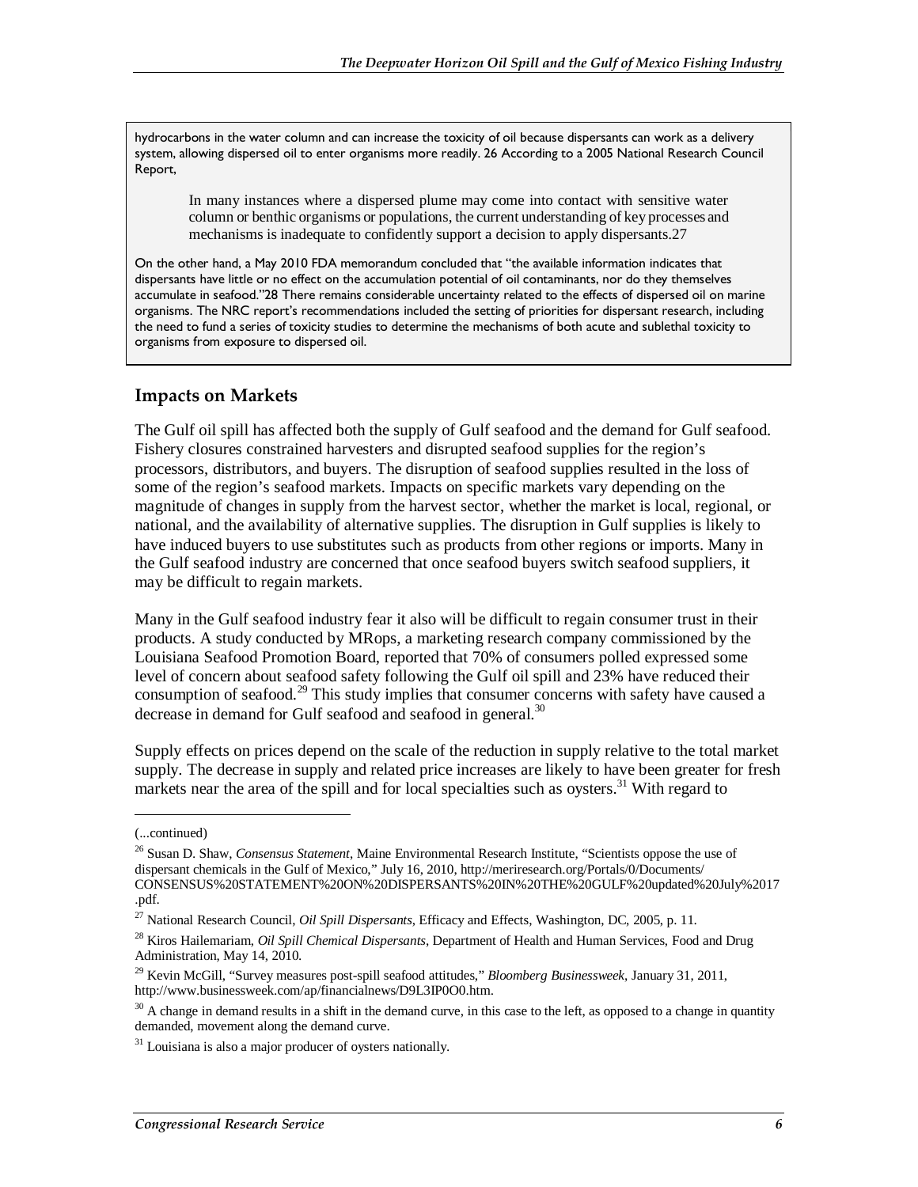hydrocarbons in the water column and can increase the toxicity of oil because dispersants can work as a delivery system, allowing dispersed oil to enter organisms more readily. 26 According to a 2005 National Research Council Report,

> In many instances where a dispersed plume may come into contact with sensitive water column or benthic organisms or populations, the current understanding of key processes and mechanisms is inadequate to confidently support a decision to apply dispersants.27

On the other hand, a May 2010 FDA memorandum concluded that "the available information indicates that dispersants have little or no effect on the accumulation potential of oil contaminants, nor do they themselves accumulate in seafood."28 There remains considerable uncertainty related to the effects of dispersed oil on marine organisms. The NRC report's recommendations included the setting of priorities for dispersant research, including the need to fund a series of toxicity studies to determine the mechanisms of both acute and sublethal toxicity to organisms from exposure to dispersed oil.

## Impacts on Markets

The Gulf oil spill has affected both the supply of Gulf seafood and the demand for Gulf seafood. Fishery closures constrained harvesters and disrupted seafood supplies for the region's processors, distributors, and buyers. The disruption of seafood supplies resulted in the loss of some of the region's seafood markets. Impacts on specific markets vary depending on the magnitude of changes in supply from the harvest sector, whether the market is local, regional, or national, and the availability of alternative supplies. The disruption in Gulf supplies is likely to have induced buyers to use substitutes such as products from other regions or imports. Many in the Gulf seafood industry are concerned that once seafood buyers switch seafood suppliers, it may be difficult to regain markets.

Many in the Gulf seafood industry fear it also will be difficult to regain consumer trust in their products. A study conducted by MRops, a marketing research company commissioned by the Louisiana Seafood Promotion Board, reported that 70% of consumers polled expressed some level of concern about seafood safety following the Gulf oil spill and 23% have reduced their consumption of seafood.[29] This study implies that consumer concerns with safety have caused a decrease in demand for Gulf seafood and seafood in general.[30]

Supply effects on prices depend on the scale of the reduction in supply relative to the total market supply. The decrease in supply and related price increases are likely to have been greater for fresh markets near the area of the spill and for local specialties such as oysters.[31] With regard to

---

(...continued)

[26] Susan D. Shaw, *Consensus Statement*, Maine Environmental Research Institute, "Scientists oppose the use of dispersant chemicals in the Gulf of Mexico," July 16, 2010, http://meriresearch.org/Portals/0/Documents/CONSENSUS%20STATEMENT%20ON%20DISPERSANTS%20IN%20THE%20GULF%20updated%20July%2017.pdf.

[27] National Research Council, *Oil Spill Dispersants*, Efficacy and Effects, Washington, DC, 2005, p. 11.

[28] Kiros Hailemariam, *Oil Spill Chemical Dispersants*, Department of Health and Human Services, Food and Drug Administration, May 14, 2010.

[29] Kevin McGill, "Survey measures post-spill seafood attitudes," *Bloomberg Businessweek*, January 31, 2011, http://www.businessweek.com/ap/financialnews/D9L3IP0O0.htm.

[30] A change in demand results in a shift in the demand curve, in this case to the left, as opposed to a change in quantity demanded, movement along the demand curve.

[31] Louisiana is also a major producer of oysters nationally.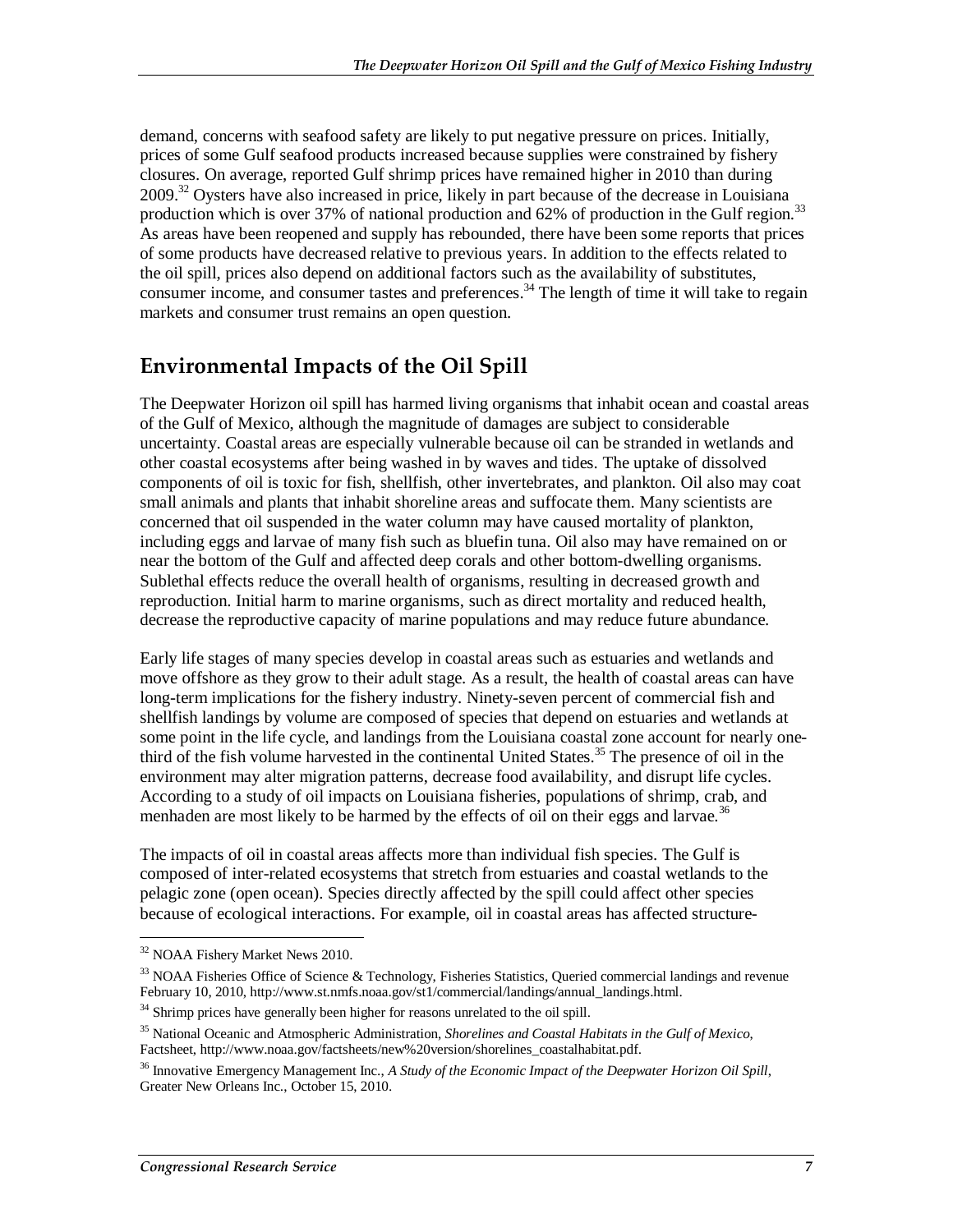demand, concerns with seafood safety are likely to put negative pressure on prices. Initially, prices of some Gulf seafood products increased because supplies were constrained by fishery closures. On average, reported Gulf shrimp prices have remained higher in 2010 than during 2009.[32] Oysters have also increased in price, likely in part because of the decrease in Louisiana production which is over 37% of national production and 62% of production in the Gulf region.[33] As areas have been reopened and supply has rebounded, there have been some reports that prices of some products have decreased relative to previous years. In addition to the effects related to the oil spill, prices also depend on additional factors such as the availability of substitutes, consumer income, and consumer tastes and preferences.[34] The length of time it will take to regain markets and consumer trust remains an open question.

## Environmental Impacts of the Oil Spill

The Deepwater Horizon oil spill has harmed living organisms that inhabit ocean and coastal areas of the Gulf of Mexico, although the magnitude of damages are subject to considerable uncertainty. Coastal areas are especially vulnerable because oil can be stranded in wetlands and other coastal ecosystems after being washed in by waves and tides. The uptake of dissolved components of oil is toxic for fish, shellfish, other invertebrates, and plankton. Oil also may coat small animals and plants that inhabit shoreline areas and suffocate them. Many scientists are concerned that oil suspended in the water column may have caused mortality of plankton, including eggs and larvae of many fish such as bluefin tuna. Oil also may have remained on or near the bottom of the Gulf and affected deep corals and other bottom-dwelling organisms. Sublethal effects reduce the overall health of organisms, resulting in decreased growth and reproduction. Initial harm to marine organisms, such as direct mortality and reduced health, decrease the reproductive capacity of marine populations and may reduce future abundance.

Early life stages of many species develop in coastal areas such as estuaries and wetlands and move offshore as they grow to their adult stage. As a result, the health of coastal areas can have long-term implications for the fishery industry. Ninety-seven percent of commercial fish and shellfish landings by volume are composed of species that depend on estuaries and wetlands at some point in the life cycle, and landings from the Louisiana coastal zone account for nearly one-third of the fish volume harvested in the continental United States.[35] The presence of oil in the environment may alter migration patterns, decrease food availability, and disrupt life cycles. According to a study of oil impacts on Louisiana fisheries, populations of shrimp, crab, and menhaden are most likely to be harmed by the effects of oil on their eggs and larvae.[36]

The impacts of oil in coastal areas affects more than individual fish species. The Gulf is composed of inter-related ecosystems that stretch from estuaries and coastal wetlands to the pelagic zone (open ocean). Species directly affected by the spill could affect other species because of ecological interactions. For example, oil in coastal areas has affected structure-

---

[32] NOAA Fishery Market News 2010.

[33] NOAA Fisheries Office of Science & Technology, Fisheries Statistics, Queried commercial landings and revenue February 10, 2010, http://www.st.nmfs.noaa.gov/st1/commercial/landings/annual_landings.html.

[34] Shrimp prices have generally been higher for reasons unrelated to the oil spill.

[35] National Oceanic and Atmospheric Administration, *Shorelines and Coastal Habitats in the Gulf of Mexico*, Factsheet, http://www.noaa.gov/factsheets/new%20version/shorelines_coastalhabitat.pdf.

[36] Innovative Emergency Management Inc., *A Study of the Economic Impact of the Deepwater Horizon Oil Spill*, Greater New Orleans Inc., October 15, 2010.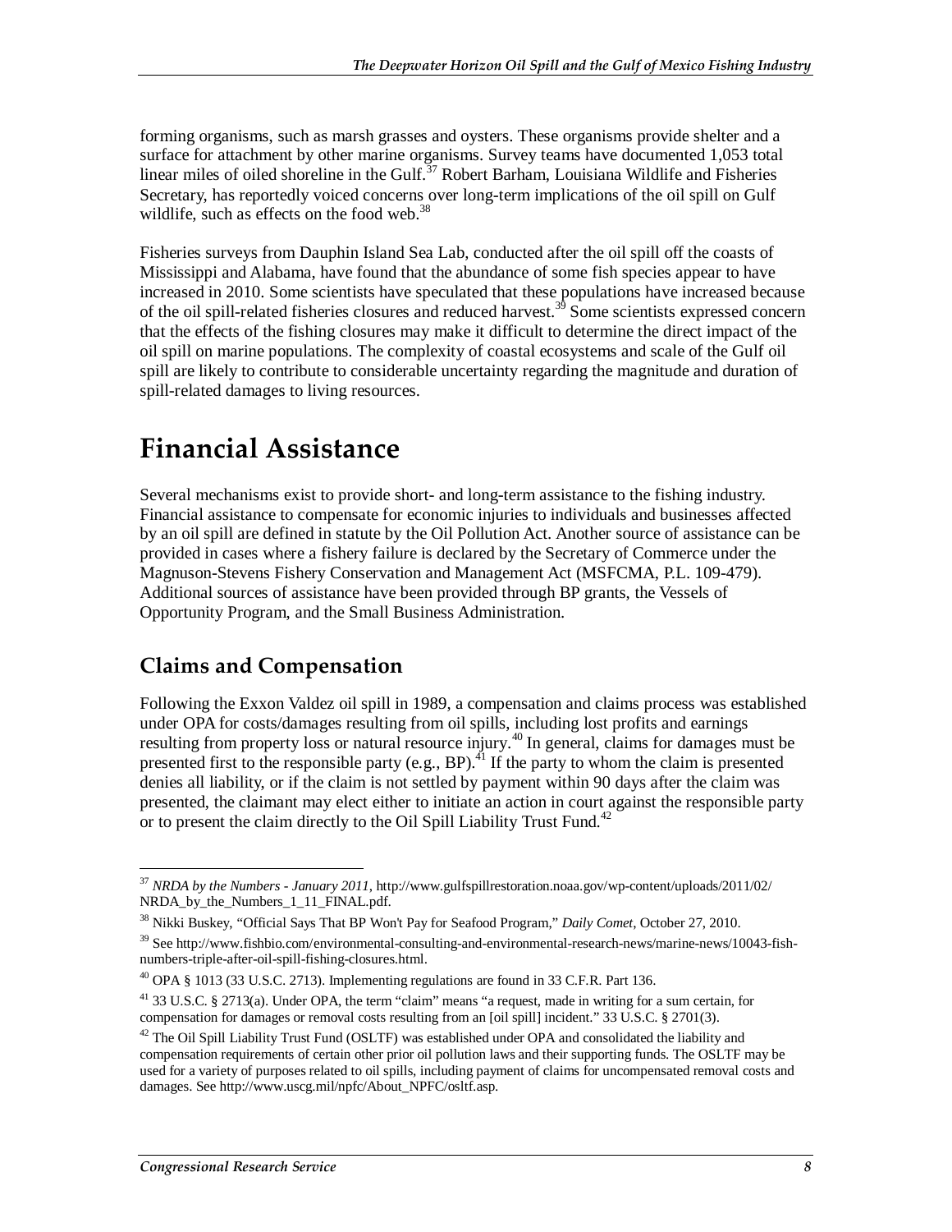forming organisms, such as marsh grasses and oysters. These organisms provide shelter and a surface for attachment by other marine organisms. Survey teams have documented 1,053 total linear miles of oiled shoreline in the Gulf.[37] Robert Barham, Louisiana Wildlife and Fisheries Secretary, has reportedly voiced concerns over long-term implications of the oil spill on Gulf wildlife, such as effects on the food web.[38]

Fisheries surveys from Dauphin Island Sea Lab, conducted after the oil spill off the coasts of Mississippi and Alabama, have found that the abundance of some fish species appear to have increased in 2010. Some scientists have speculated that these populations have increased because of the oil spill-related fisheries closures and reduced harvest.[39] Some scientists expressed concern that the effects of the fishing closures may make it difficult to determine the direct impact of the oil spill on marine populations. The complexity of coastal ecosystems and scale of the Gulf oil spill are likely to contribute to considerable uncertainty regarding the magnitude and duration of spill-related damages to living resources.

# Financial Assistance

Several mechanisms exist to provide short- and long-term assistance to the fishing industry. Financial assistance to compensate for economic injuries to individuals and businesses affected by an oil spill are defined in statute by the Oil Pollution Act. Another source of assistance can be provided in cases where a fishery failure is declared by the Secretary of Commerce under the Magnuson-Stevens Fishery Conservation and Management Act (MSFCMA, P.L. 109-479). Additional sources of assistance have been provided through BP grants, the Vessels of Opportunity Program, and the Small Business Administration.

## Claims and Compensation

Following the Exxon Valdez oil spill in 1989, a compensation and claims process was established under OPA for costs/damages resulting from oil spills, including lost profits and earnings resulting from property loss or natural resource injury.[40] In general, claims for damages must be presented first to the responsible party (e.g., BP).[41] If the party to whom the claim is presented denies all liability, or if the claim is not settled by payment within 90 days after the claim was presented, the claimant may elect either to initiate an action in court against the responsible party or to present the claim directly to the Oil Spill Liability Trust Fund.[42]

---

[37] *NRDA by the Numbers - January 2011*, http://www.gulfspillrestoration.noaa.gov/wp-content/uploads/2011/02/NRDA_by_the_Numbers_1_11_FINAL.pdf.

[38] Nikki Buskey, "Official Says That BP Won't Pay for Seafood Program," *Daily Comet*, October 27, 2010.

[39] See http://www.fishbio.com/environmental-consulting-and-environmental-research-news/marine-news/10043-fish-numbers-triple-after-oil-spill-fishing-closures.html.

[40] OPA § 1013 (33 U.S.C. 2713). Implementing regulations are found in 33 C.F.R. Part 136.

[41] 33 U.S.C. § 2713(a). Under OPA, the term "claim" means "a request, made in writing for a sum certain, for compensation for damages or removal costs resulting from an [oil spill] incident." 33 U.S.C. § 2701(3).

[42] The Oil Spill Liability Trust Fund (OSLTF) was established under OPA and consolidated the liability and compensation requirements of certain other prior oil pollution laws and their supporting funds. The OSLTF may be used for a variety of purposes related to oil spills, including payment of claims for uncompensated removal costs and damages. See http://www.uscg.mil/npfc/About_NPFC/osltf.asp.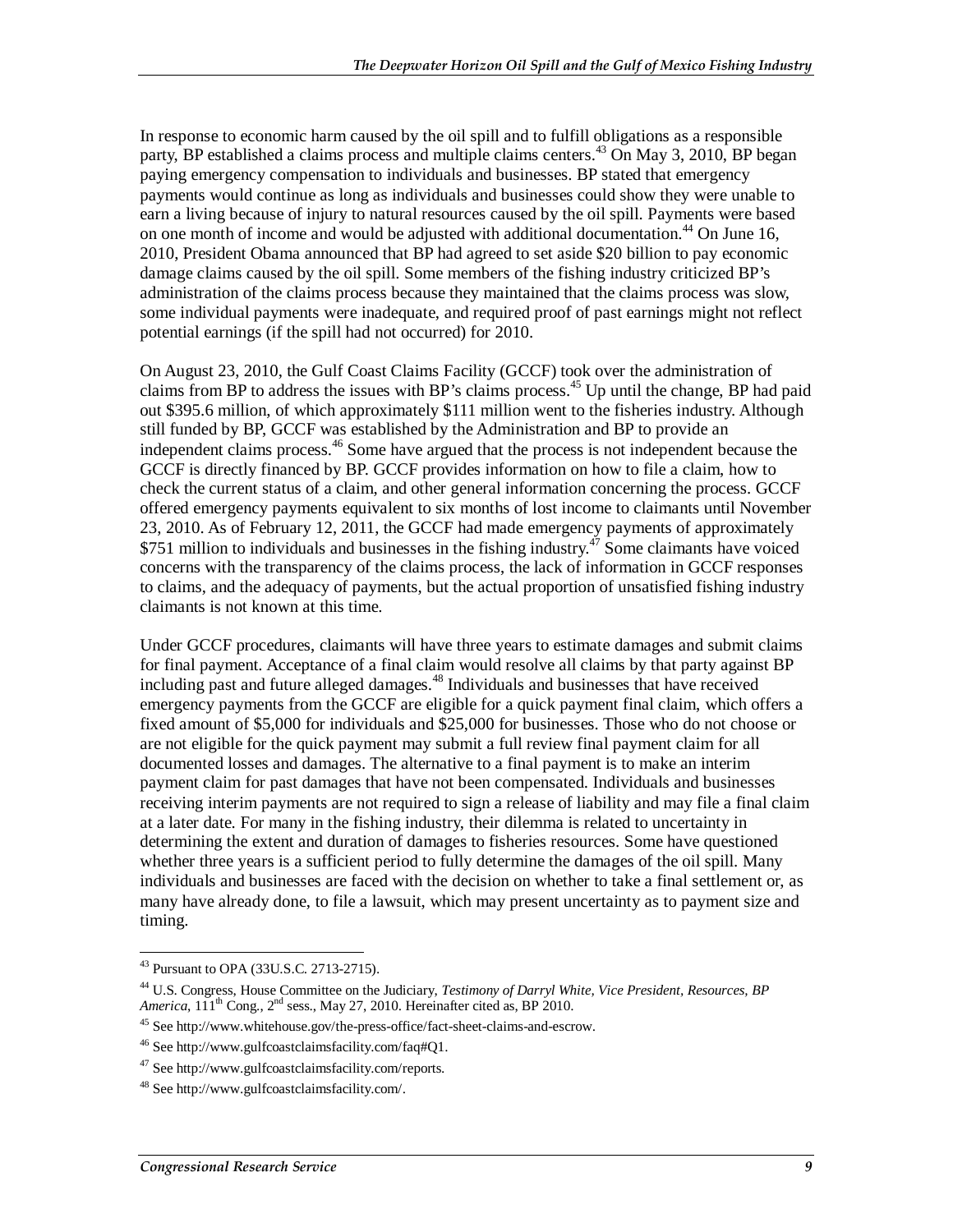In response to economic harm caused by the oil spill and to fulfill obligations as a responsible party, BP established a claims process and multiple claims centers.[43] On May 3, 2010, BP began paying emergency compensation to individuals and businesses. BP stated that emergency payments would continue as long as individuals and businesses could show they were unable to earn a living because of injury to natural resources caused by the oil spill. Payments were based on one month of income and would be adjusted with additional documentation.[44] On June 16, 2010, President Obama announced that BP had agreed to set aside $20 billion to pay economic damage claims caused by the oil spill. Some members of the fishing industry criticized BP's administration of the claims process because they maintained that the claims process was slow, some individual payments were inadequate, and required proof of past earnings might not reflect potential earnings (if the spill had not occurred) for 2010.

On August 23, 2010, the Gulf Coast Claims Facility (GCCF) took over the administration of claims from BP to address the issues with BP's claims process.[45] Up until the change, BP had paid out $395.6 million, of which approximately $111 million went to the fisheries industry. Although still funded by BP, GCCF was established by the Administration and BP to provide an independent claims process.[46] Some have argued that the process is not independent because the GCCF is directly financed by BP. GCCF provides information on how to file a claim, how to check the current status of a claim, and other general information concerning the process. GCCF offered emergency payments equivalent to six months of lost income to claimants until November 23, 2010. As of February 12, 2011, the GCCF had made emergency payments of approximately $751 million to individuals and businesses in the fishing industry.[47] Some claimants have voiced concerns with the transparency of the claims process, the lack of information in GCCF responses to claims, and the adequacy of payments, but the actual proportion of unsatisfied fishing industry claimants is not known at this time.

Under GCCF procedures, claimants will have three years to estimate damages and submit claims for final payment. Acceptance of a final claim would resolve all claims by that party against BP including past and future alleged damages.[48] Individuals and businesses that have received emergency payments from the GCCF are eligible for a quick payment final claim, which offers a fixed amount of $5,000 for individuals and $25,000 for businesses. Those who do not choose or are not eligible for the quick payment may submit a full review final payment claim for all documented losses and damages. The alternative to a final payment is to make an interim payment claim for past damages that have not been compensated. Individuals and businesses receiving interim payments are not required to sign a release of liability and may file a final claim at a later date. For many in the fishing industry, their dilemma is related to uncertainty in determining the extent and duration of damages to fisheries resources. Some have questioned whether three years is a sufficient period to fully determine the damages of the oil spill. Many individuals and businesses are faced with the decision on whether to take a final settlement or, as many have already done, to file a lawsuit, which may present uncertainty as to payment size and timing.

---

[43] Pursuant to OPA (33U.S.C. 2713-2715).

[44] U.S. Congress, House Committee on the Judiciary, *Testimony of Darryl White, Vice President, Resources, BP America*, 111th Cong., 2nd sess., May 27, 2010. Hereinafter cited as, BP 2010.

[45] See http://www.whitehouse.gov/the-press-office/fact-sheet-claims-and-escrow.

[46] See http://www.gulfcoastclaimsfacility.com/faq#Q1.

[47] See http://www.gulfcoastclaimsfacility.com/reports.

[48] See http://www.gulfcoastclaimsfacility.com/.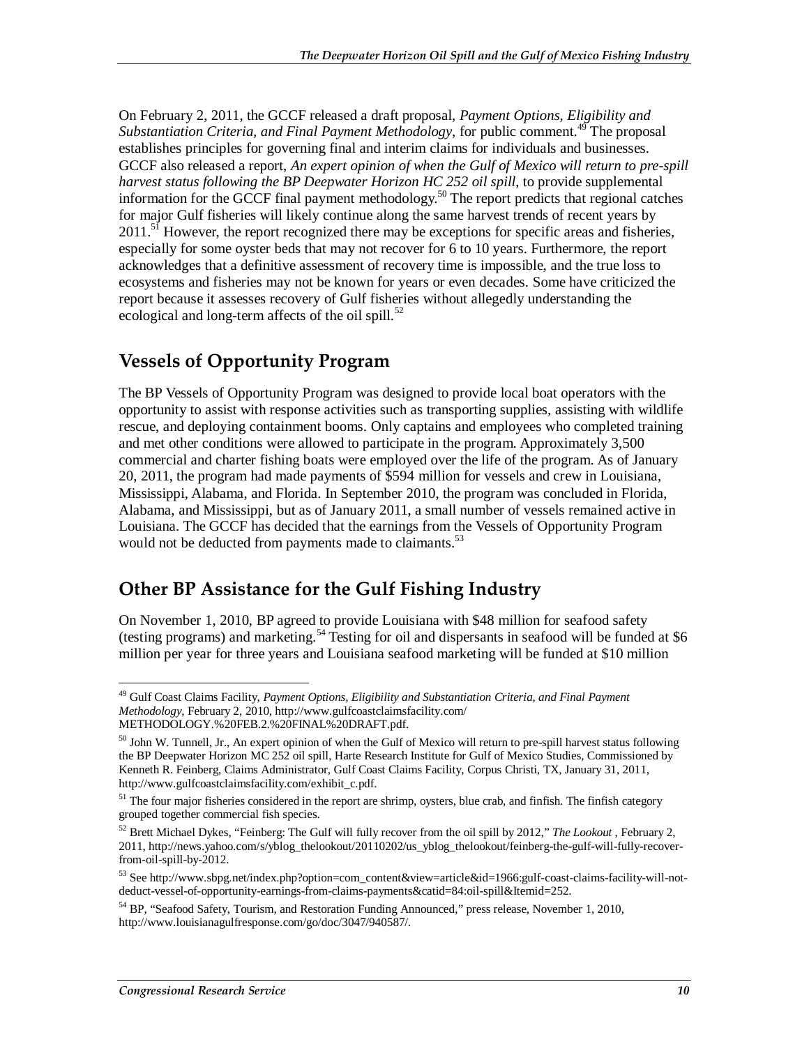On February 2, 2011, the GCCF released a draft proposal, *Payment Options, Eligibility and Substantiation Criteria, and Final Payment Methodology*, for public comment.[49] The proposal establishes principles for governing final and interim claims for individuals and businesses. GCCF also released a report, *An expert opinion of when the Gulf of Mexico will return to pre-spill harvest status following the BP Deepwater Horizon HC 252 oil spill*, to provide supplemental information for the GCCF final payment methodology.[50] The report predicts that regional catches for major Gulf fisheries will likely continue along the same harvest trends of recent years by 2011.[51] However, the report recognized there may be exceptions for specific areas and fisheries, especially for some oyster beds that may not recover for 6 to 10 years. Furthermore, the report acknowledges that a definitive assessment of recovery time is impossible, and the true loss to ecosystems and fisheries may not be known for years or even decades. Some have criticized the report because it assesses recovery of Gulf fisheries without allegedly understanding the ecological and long-term affects of the oil spill.[52]

## Vessels of Opportunity Program

The BP Vessels of Opportunity Program was designed to provide local boat operators with the opportunity to assist with response activities such as transporting supplies, assisting with wildlife rescue, and deploying containment booms. Only captains and employees who completed training and met other conditions were allowed to participate in the program. Approximately 3,500 commercial and charter fishing boats were employed over the life of the program. As of January 20, 2011, the program had made payments of $594 million for vessels and crew in Louisiana, Mississippi, Alabama, and Florida. In September 2010, the program was concluded in Florida, Alabama, and Mississippi, but as of January 2011, a small number of vessels remained active in Louisiana. The GCCF has decided that the earnings from the Vessels of Opportunity Program would not be deducted from payments made to claimants.[53]

## Other BP Assistance for the Gulf Fishing Industry

On November 1, 2010, BP agreed to provide Louisiana with $48 million for seafood safety (testing programs) and marketing.[54] Testing for oil and dispersants in seafood will be funded at $6 million per year for three years and Louisiana seafood marketing will be funded at $10 million

---

[49] Gulf Coast Claims Facility, *Payment Options, Eligibility and Substantiation Criteria, and Final Payment Methodology*, February 2, 2010, http://www.gulfcoastclaimsfacility.com/METHODOLOGY.%20FEB.2.%20FINAL%20DRAFT.pdf.

[50] John W. Tunnell, Jr., An expert opinion of when the Gulf of Mexico will return to pre-spill harvest status following the BP Deepwater Horizon MC 252 oil spill, Harte Research Institute for Gulf of Mexico Studies, Commissioned by Kenneth R. Feinberg, Claims Administrator, Gulf Coast Claims Facility, Corpus Christi, TX, January 31, 2011, http://www.gulfcoastclaimsfacility.com/exhibit_c.pdf.

[51] The four major fisheries considered in the report are shrimp, oysters, blue crab, and finfish. The finfish category grouped together commercial fish species.

[52] Brett Michael Dykes, "Feinberg: The Gulf will fully recover from the oil spill by 2012," *The Lookout* , February 2, 2011, http://news.yahoo.com/s/yblog_thelookout/20110202/us_yblog_thelookout/feinberg-the-gulf-will-fully-recover-from-oil-spill-by-2012.

[53] See http://www.sbpg.net/index.php?option=com_content&view=article&id=1966:gulf-coast-claims-facility-will-not-deduct-vessel-of-opportunity-earnings-from-claims-payments&catid=84:oil-spill&Itemid=252.

[54] BP, "Seafood Safety, Tourism, and Restoration Funding Announced," press release, November 1, 2010, http://www.louisianagulfresponse.com/go/doc/3047/940587/.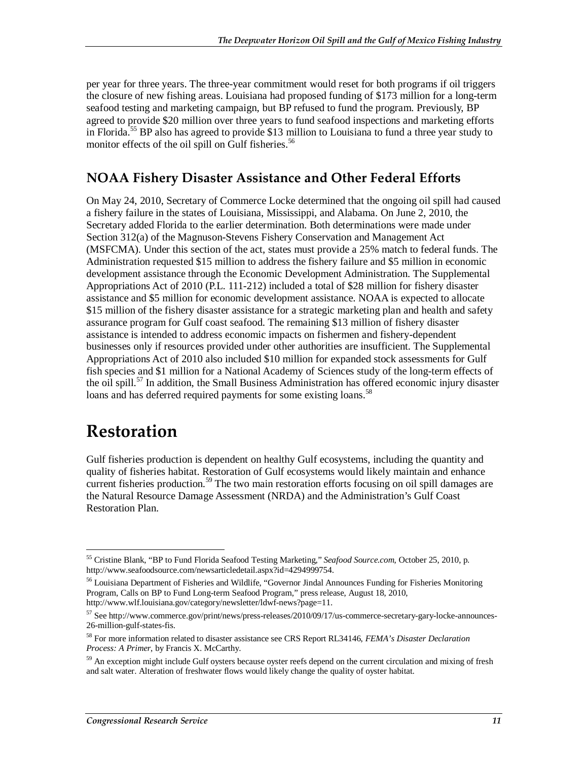per year for three years. The three-year commitment would reset for both programs if oil triggers the closure of new fishing areas. Louisiana had proposed funding of $173 million for a long-term seafood testing and marketing campaign, but BP refused to fund the program. Previously, BP agreed to provide $20 million over three years to fund seafood inspections and marketing efforts in Florida.[55] BP also has agreed to provide $13 million to Louisiana to fund a three year study to monitor effects of the oil spill on Gulf fisheries.[56]

## NOAA Fishery Disaster Assistance and Other Federal Efforts

On May 24, 2010, Secretary of Commerce Locke determined that the ongoing oil spill had caused a fishery failure in the states of Louisiana, Mississippi, and Alabama. On June 2, 2010, the Secretary added Florida to the earlier determination. Both determinations were made under Section 312(a) of the Magnuson-Stevens Fishery Conservation and Management Act (MSFCMA). Under this section of the act, states must provide a 25% match to federal funds. The Administration requested $15 million to address the fishery failure and $5 million in economic development assistance through the Economic Development Administration. The Supplemental Appropriations Act of 2010 (P.L. 111-212) included a total of $28 million for fishery disaster assistance and $5 million for economic development assistance. NOAA is expected to allocate $15 million of the fishery disaster assistance for a strategic marketing plan and health and safety assurance program for Gulf coast seafood. The remaining $13 million of fishery disaster assistance is intended to address economic impacts on fishermen and fishery-dependent businesses only if resources provided under other authorities are insufficient. The Supplemental Appropriations Act of 2010 also included $10 million for expanded stock assessments for Gulf fish species and $1 million for a National Academy of Sciences study of the long-term effects of the oil spill.[57] In addition, the Small Business Administration has offered economic injury disaster loans and has deferred required payments for some existing loans.[58]

# Restoration

Gulf fisheries production is dependent on healthy Gulf ecosystems, including the quantity and quality of fisheries habitat. Restoration of Gulf ecosystems would likely maintain and enhance current fisheries production.[59] The two main restoration efforts focusing on oil spill damages are the Natural Resource Damage Assessment (NRDA) and the Administration's Gulf Coast Restoration Plan.

---

[55] Cristine Blank, "BP to Fund Florida Seafood Testing Marketing," *Seafood Source.com*, October 25, 2010, p. http://www.seafoodsource.com/newsarticledetail.aspx?id=4294999754.

[56] Louisiana Department of Fisheries and Wildlife, "Governor Jindal Announces Funding for Fisheries Monitoring Program, Calls on BP to Fund Long-term Seafood Program," press release, August 18, 2010, http://www.wlf.louisiana.gov/category/newsletter/ldwf-news?page=11.

[57] See http://www.commerce.gov/print/news/press-releases/2010/09/17/us-commerce-secretary-gary-locke-announces-26-million-gulf-states-fis.

[58] For more information related to disaster assistance see CRS Report RL34146, *FEMA's Disaster Declaration Process: A Primer*, by Francis X. McCarthy.

[59] An exception might include Gulf oysters because oyster reefs depend on the current circulation and mixing of fresh and salt water. Alteration of freshwater flows would likely change the quality of oyster habitat.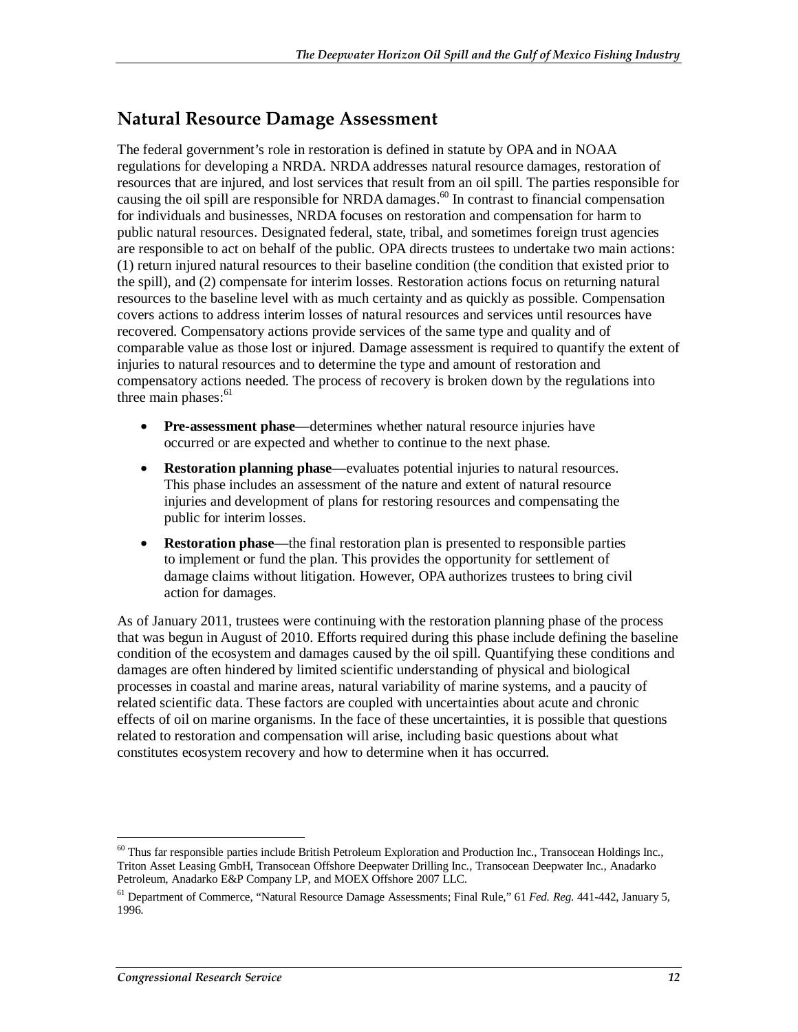## Natural Resource Damage Assessment

The federal government's role in restoration is defined in statute by OPA and in NOAA regulations for developing a NRDA. NRDA addresses natural resource damages, restoration of resources that are injured, and lost services that result from an oil spill. The parties responsible for causing the oil spill are responsible for NRDA damages.[60] In contrast to financial compensation for individuals and businesses, NRDA focuses on restoration and compensation for harm to public natural resources. Designated federal, state, tribal, and sometimes foreign trust agencies are responsible to act on behalf of the public. OPA directs trustees to undertake two main actions: (1) return injured natural resources to their baseline condition (the condition that existed prior to the spill), and (2) compensate for interim losses. Restoration actions focus on returning natural resources to the baseline level with as much certainty and as quickly as possible. Compensation covers actions to address interim losses of natural resources and services until resources have recovered. Compensatory actions provide services of the same type and quality and of comparable value as those lost or injured. Damage assessment is required to quantify the extent of injuries to natural resources and to determine the type and amount of restoration and compensatory actions needed. The process of recovery is broken down by the regulations into three main phases:[61]

- **Pre-assessment phase**—determines whether natural resource injuries have occurred or are expected and whether to continue to the next phase.
- **Restoration planning phase**—evaluates potential injuries to natural resources. This phase includes an assessment of the nature and extent of natural resource injuries and development of plans for restoring resources and compensating the public for interim losses.
- **Restoration phase**—the final restoration plan is presented to responsible parties to implement or fund the plan. This provides the opportunity for settlement of damage claims without litigation. However, OPA authorizes trustees to bring civil action for damages.

As of January 2011, trustees were continuing with the restoration planning phase of the process that was begun in August of 2010. Efforts required during this phase include defining the baseline condition of the ecosystem and damages caused by the oil spill. Quantifying these conditions and damages are often hindered by limited scientific understanding of physical and biological processes in coastal and marine areas, natural variability of marine systems, and a paucity of related scientific data. These factors are coupled with uncertainties about acute and chronic effects of oil on marine organisms. In the face of these uncertainties, it is possible that questions related to restoration and compensation will arise, including basic questions about what constitutes ecosystem recovery and how to determine when it has occurred.

---

[60] Thus far responsible parties include British Petroleum Exploration and Production Inc., Transocean Holdings Inc., Triton Asset Leasing GmbH, Transocean Offshore Deepwater Drilling Inc., Transocean Deepwater Inc., Anadarko Petroleum, Anadarko E&P Company LP, and MOEX Offshore 2007 LLC.

[61] Department of Commerce, "Natural Resource Damage Assessments; Final Rule," 61 *Fed. Reg.* 441-442, January 5, 1996.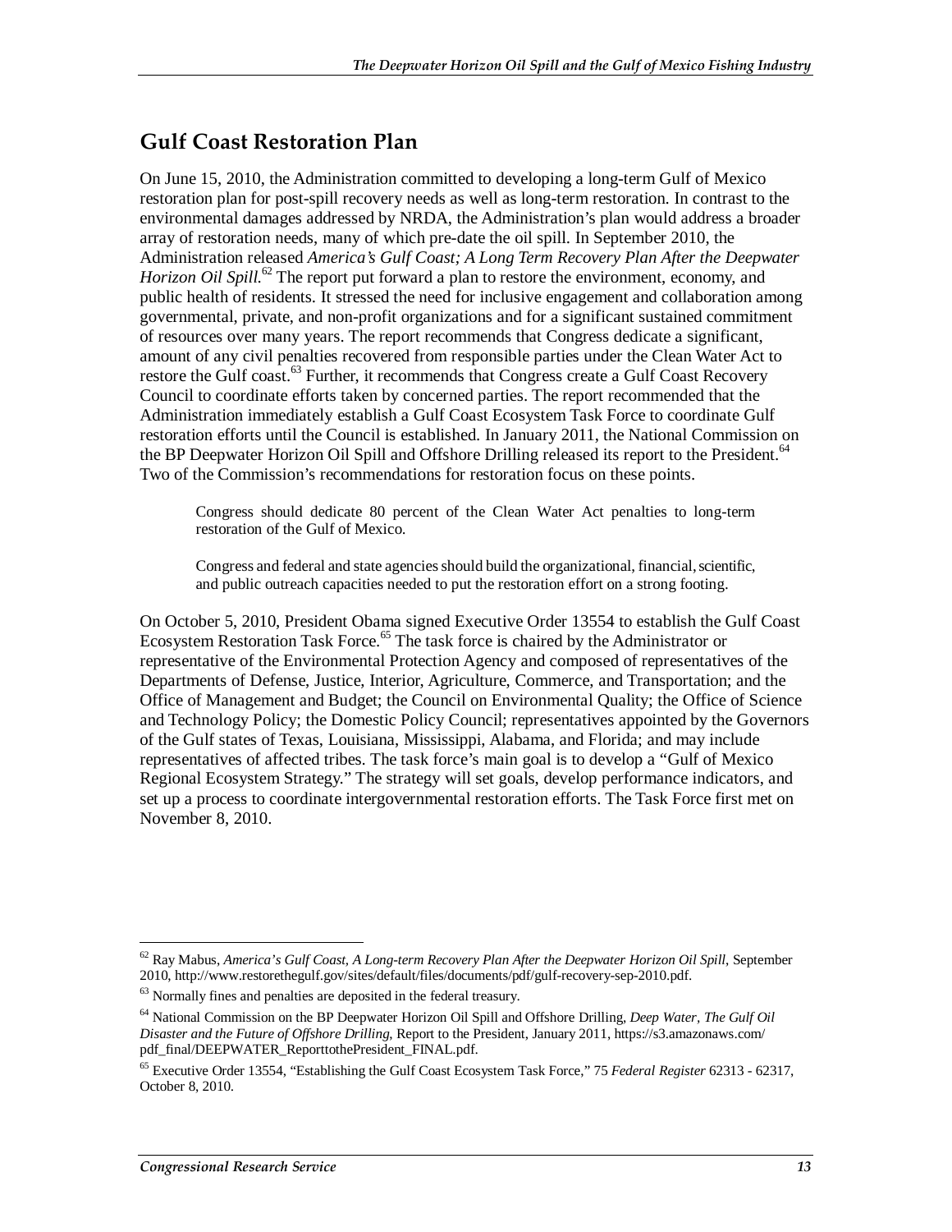## Gulf Coast Restoration Plan

On June 15, 2010, the Administration committed to developing a long-term Gulf of Mexico restoration plan for post-spill recovery needs as well as long-term restoration. In contrast to the environmental damages addressed by NRDA, the Administration's plan would address a broader array of restoration needs, many of which pre-date the oil spill. In September 2010, the Administration released *America's Gulf Coast; A Long Term Recovery Plan After the Deepwater Horizon Oil Spill*.[62] The report put forward a plan to restore the environment, economy, and public health of residents. It stressed the need for inclusive engagement and collaboration among governmental, private, and non-profit organizations and for a significant sustained commitment of resources over many years. The report recommends that Congress dedicate a significant, amount of any civil penalties recovered from responsible parties under the Clean Water Act to restore the Gulf coast.[63] Further, it recommends that Congress create a Gulf Coast Recovery Council to coordinate efforts taken by concerned parties. The report recommended that the Administration immediately establish a Gulf Coast Ecosystem Task Force to coordinate Gulf restoration efforts until the Council is established. In January 2011, the National Commission on the BP Deepwater Horizon Oil Spill and Offshore Drilling released its report to the President.[64] Two of the Commission's recommendations for restoration focus on these points.

> Congress should dedicate 80 percent of the Clean Water Act penalties to long-term restoration of the Gulf of Mexico.
>
> Congress and federal and state agencies should build the organizational, financial, scientific, and public outreach capacities needed to put the restoration effort on a strong footing.

On October 5, 2010, President Obama signed Executive Order 13554 to establish the Gulf Coast Ecosystem Restoration Task Force.[65] The task force is chaired by the Administrator or representative of the Environmental Protection Agency and composed of representatives of the Departments of Defense, Justice, Interior, Agriculture, Commerce, and Transportation; and the Office of Management and Budget; the Council on Environmental Quality; the Office of Science and Technology Policy; the Domestic Policy Council; representatives appointed by the Governors of the Gulf states of Texas, Louisiana, Mississippi, Alabama, and Florida; and may include representatives of affected tribes. The task force's main goal is to develop a "Gulf of Mexico Regional Ecosystem Strategy." The strategy will set goals, develop performance indicators, and set up a process to coordinate intergovernmental restoration efforts. The Task Force first met on November 8, 2010.

---

[62] Ray Mabus, *America's Gulf Coast, A Long-term Recovery Plan After the Deepwater Horizon Oil Spill*, September 2010, http://www.restorethegulf.gov/sites/default/files/documents/pdf/gulf-recovery-sep-2010.pdf.

[63] Normally fines and penalties are deposited in the federal treasury.

[64] National Commission on the BP Deepwater Horizon Oil Spill and Offshore Drilling, *Deep Water, The Gulf Oil Disaster and the Future of Offshore Drilling*, Report to the President, January 2011, https://s3.amazonaws.com/pdf_final/DEEPWATER_ReporttothePresident_FINAL.pdf.

[65] Executive Order 13554, "Establishing the Gulf Coast Ecosystem Task Force," 75 *Federal Register* 62313 - 62317, October 8, 2010.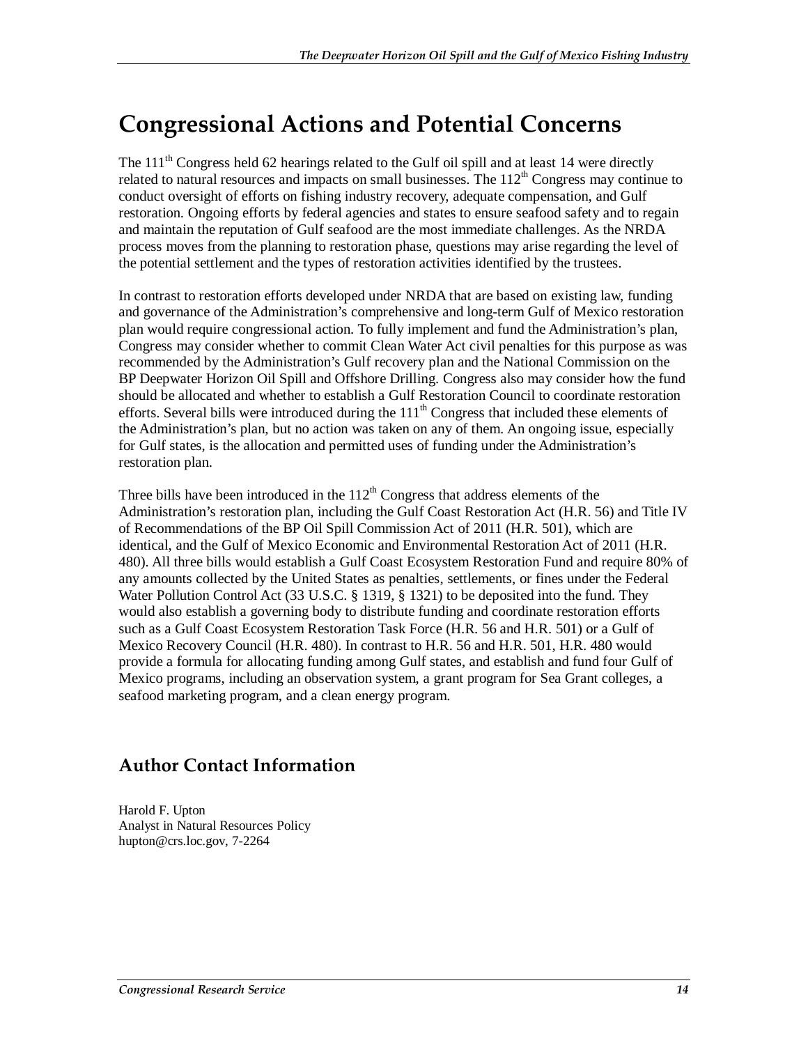# Congressional Actions and Potential Concerns

The 111th Congress held 62 hearings related to the Gulf oil spill and at least 14 were directly related to natural resources and impacts on small businesses. The 112th Congress may continue to conduct oversight of efforts on fishing industry recovery, adequate compensation, and Gulf restoration. Ongoing efforts by federal agencies and states to ensure seafood safety and to regain and maintain the reputation of Gulf seafood are the most immediate challenges. As the NRDA process moves from the planning to restoration phase, questions may arise regarding the level of the potential settlement and the types of restoration activities identified by the trustees.

In contrast to restoration efforts developed under NRDA that are based on existing law, funding and governance of the Administration's comprehensive and long-term Gulf of Mexico restoration plan would require congressional action. To fully implement and fund the Administration's plan, Congress may consider whether to commit Clean Water Act civil penalties for this purpose as was recommended by the Administration's Gulf recovery plan and the National Commission on the BP Deepwater Horizon Oil Spill and Offshore Drilling. Congress also may consider how the fund should be allocated and whether to establish a Gulf Restoration Council to coordinate restoration efforts. Several bills were introduced during the 111th Congress that included these elements of the Administration's plan, but no action was taken on any of them. An ongoing issue, especially for Gulf states, is the allocation and permitted uses of funding under the Administration's restoration plan.

Three bills have been introduced in the 112th Congress that address elements of the Administration's restoration plan, including the Gulf Coast Restoration Act (H.R. 56) and Title IV of Recommendations of the BP Oil Spill Commission Act of 2011 (H.R. 501), which are identical, and the Gulf of Mexico Economic and Environmental Restoration Act of 2011 (H.R. 480). All three bills would establish a Gulf Coast Ecosystem Restoration Fund and require 80% of any amounts collected by the United States as penalties, settlements, or fines under the Federal Water Pollution Control Act (33 U.S.C. § 1319, § 1321) to be deposited into the fund. They would also establish a governing body to distribute funding and coordinate restoration efforts such as a Gulf Coast Ecosystem Restoration Task Force (H.R. 56 and H.R. 501) or a Gulf of Mexico Recovery Council (H.R. 480). In contrast to H.R. 56 and H.R. 501, H.R. 480 would provide a formula for allocating funding among Gulf states, and establish and fund four Gulf of Mexico programs, including an observation system, a grant program for Sea Grant colleges, a seafood marketing program, and a clean energy program.

## Author Contact Information

Harold F. Upton
Analyst in Natural Resources Policy
hupton@crs.loc.gov, 7-2264